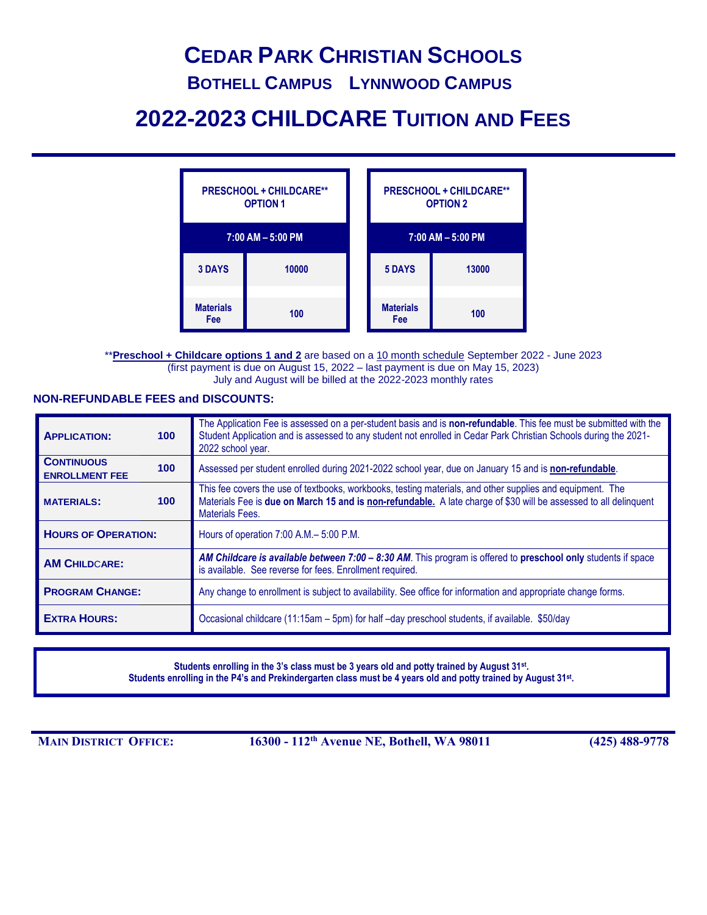# CEDAR PARK CHRISTIAN SCHOOLS

## BOTHELL CAMPUS    LYNNWOOD CAMPUS

# 2022-2023 CHILDCARE TUITION AND FEES

| PRESCHOOL + CHILDCARE** OPTION 1 | |
|---|---|
| 7:00 AM – 5:00 PM | |
| 3 DAYS | 10000 |
| Materials Fee | 100 |

| PRESCHOOL + CHILDCARE** OPTION 2 | |
|---|---|
| 7:00 AM – 5:00 PM | |
| 5 DAYS | 13000 |
| Materials Fee | 100 |

****Preschool + Childcare options 1 and 2** are based on a 10 month schedule September 2022 - June 2023
(first payment is due on August 15, 2022 – last payment is due on May 15, 2023)
July and August will be billed at the 2022-2023 monthly rates

### NON-REFUNDABLE FEES and DISCOUNTS:

| | | |
|---|---|---|
| **APPLICATION:** | **100** | The Application Fee is assessed on a per-student basis and is **non-refundable**. This fee must be submitted with the Student Application and is assessed to any student not enrolled in Cedar Park Christian Schools during the 2021-2022 school year. |
| **CONTINUOUS ENROLLMENT FEE** | **100** | Assessed per student enrolled during 2021-2022 school year, due on January 15 and is **non-refundable**. |
| **MATERIALS:** | **100** | This fee covers the use of textbooks, workbooks, testing materials, and other supplies and equipment. The Materials Fee is **due on March 15 and is non-refundable.** A late charge of $30 will be assessed to all delinquent Materials Fees. |
| **HOURS OF OPERATION:** | | Hours of operation 7:00 A.M.– 5:00 P.M. |
| **AM CHILDCARE:** | | ***AM Childcare is available between 7:00 – 8:30 AM***. This program is offered to **preschool only** students if space is available. See reverse for fees. Enrollment required. |
| **PROGRAM CHANGE:** | | Any change to enrollment is subject to availability. See office for information and appropriate change forms. |
| **EXTRA HOURS:** | | Occasional childcare (11:15am – 5pm) for half –day preschool students, if available. $50/day |

**Students enrolling in the 3's class must be 3 years old and potty trained by August 31st.**
**Students enrolling in the P4's and Prekindergarten class must be 4 years old and potty trained by August 31st.**

**MAIN DISTRICT OFFICE:** **16300 - 112th Avenue NE, Bothell, WA 98011** **(425) 488-9778**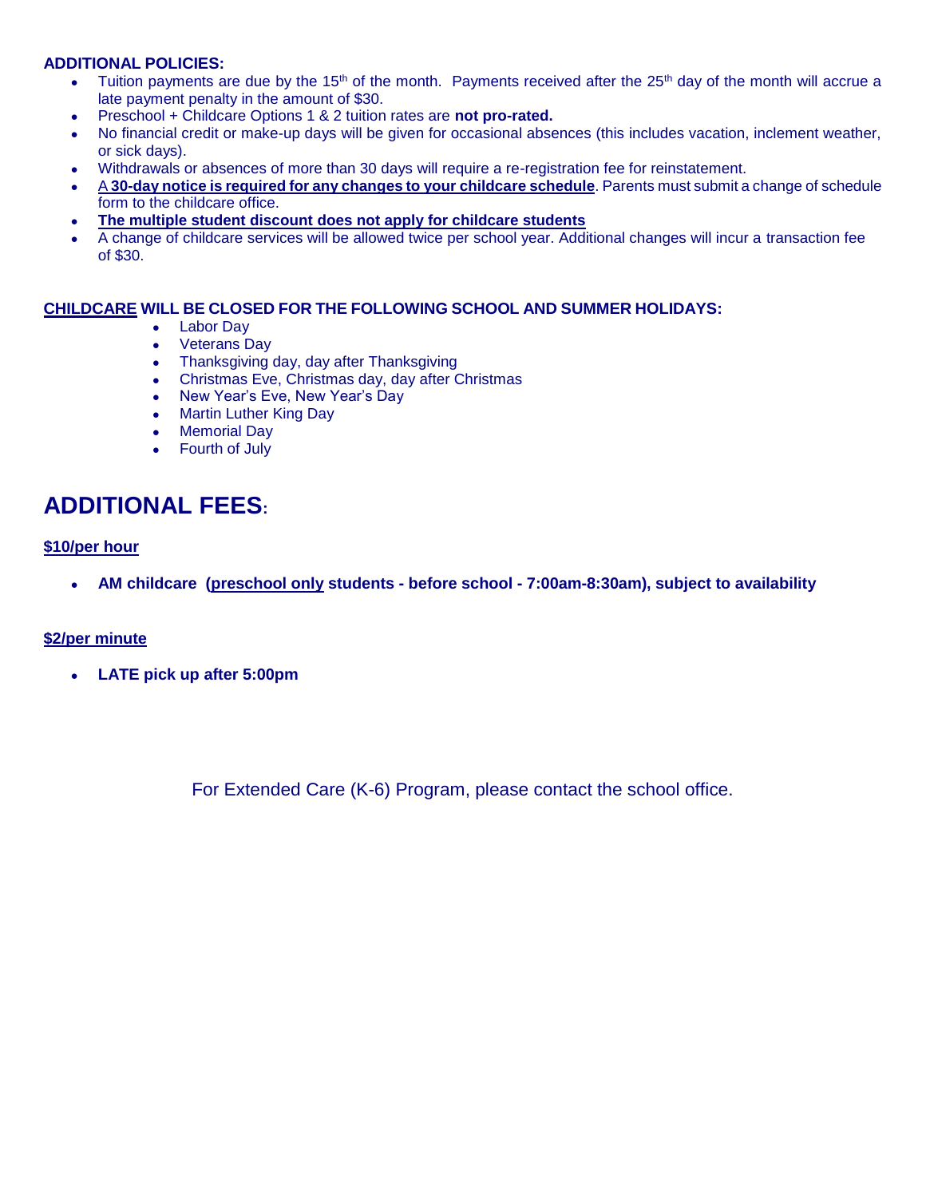**ADDITIONAL POLICIES:**

- Tuition payments are due by the 15th of the month. Payments received after the 25th day of the month will accrue a late payment penalty in the amount of $30.
- Preschool + Childcare Options 1 & 2 tuition rates are **not pro-rated.**
- No financial credit or make-up days will be given for occasional absences (this includes vacation, inclement weather, or sick days).
- Withdrawals or absences of more than 30 days will require a re-registration fee for reinstatement.
- A **30-day notice is required for any changes to your childcare schedule**. Parents must submit a change of schedule form to the childcare office.
- **The multiple student discount does not apply for childcare students**
- A change of childcare services will be allowed twice per school year. Additional changes will incur a transaction fee of $30.

**CHILDCARE WILL BE CLOSED FOR THE FOLLOWING SCHOOL AND SUMMER HOLIDAYS:**

- Labor Day
- Veterans Day
- Thanksgiving day, day after Thanksgiving
- Christmas Eve, Christmas day, day after Christmas
- New Year's Eve, New Year's Day
- Martin Luther King Day
- Memorial Day
- Fourth of July

## ADDITIONAL FEES:

**$10/per hour**

- **AM childcare (preschool only students - before school - 7:00am-8:30am), subject to availability**

**$2/per minute**

- **LATE pick up after 5:00pm**

For Extended Care (K-6) Program, please contact the school office.